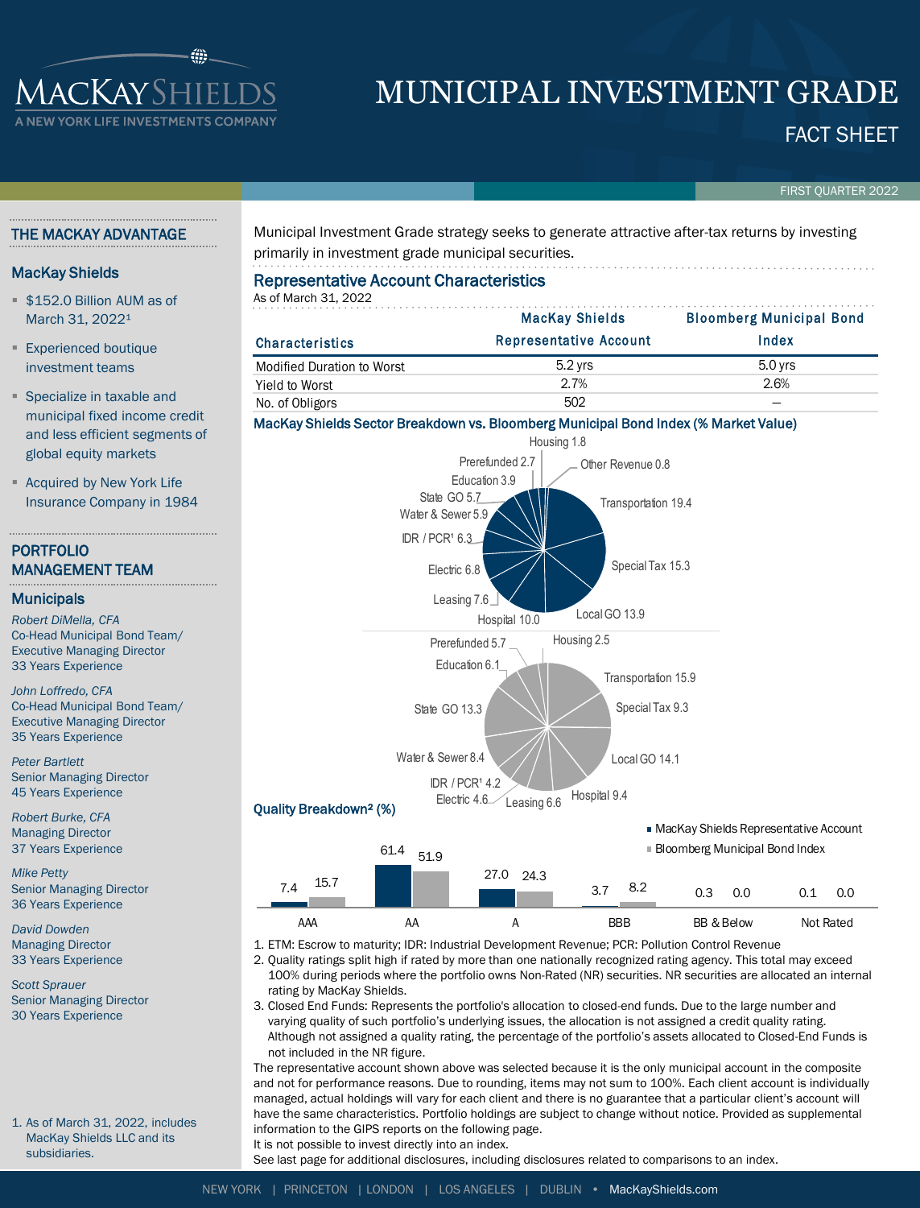# MUNICIPAL INVESTMENT GRADE

## FACT SHEET

FIRST QUARTER 2022

## THE MACKAY ADVANTAGE

### MacKay Shields

- $152.0 Billion AUM as of March 31, 2022[1]
- Experienced boutique investment teams
- Specialize in taxable and municipal fixed income credit and less efficient segments of global equity markets
- Acquired by New York Life Insurance Company in 1984

## PORTFOLIO MANAGEMENT TEAM

### Municipals

*Robert DiMella, CFA*
Co-Head Municipal Bond Team/ Executive Managing Director
33 Years Experience

*John Loffredo, CFA*
Co-Head Municipal Bond Team/ Executive Managing Director
35 Years Experience

*Peter Bartlett*
Senior Managing Director
45 Years Experience

*Robert Burke, CFA*
Managing Director
37 Years Experience

*Mike Petty*
Senior Managing Director
36 Years Experience

*David Dowden*
Managing Director
33 Years Experience

*Scott Sprauer*
Senior Managing Director
30 Years Experience

1. As of March 31, 2022, includes MacKay Shields LLC and its subsidiaries.

Municipal Investment Grade strategy seeks to generate attractive after-tax returns by investing primarily in investment grade municipal securities.

## Representative Account Characteristics

As of March 31, 2022

| Characteristics | MacKay Shields Representative Account | Bloomberg Municipal Bond Index |
|---|---|---|
| Modified Duration to Worst | 5.2 yrs | 5.0 yrs |
| Yield to Worst | 2.7% | 2.6% |
| No. of Obligors | 502 | – |

## MacKay Shields Sector Breakdown vs. Bloomberg Municipal Bond Index (% Market Value)

| Sector | MacKay Shields Representative Account | Bloomberg Municipal Bond Index |
|---|---|---|
| Transportation | 19.4 | 15.9 |
| Special Tax | 15.3 | 9.3 |
| Local GO | 13.9 | 14.1 |
| Hospital | 10.0 | 9.4 |
| Leasing | 7.6 | 6.6 |
| Electric | 6.8 | 4.6 |
| IDR / PCR[1] | 6.3 | 4.2 |
| Water & Sewer | 5.9 | 8.4 |
| State GO | 5.7 | 13.3 |
| Education | 3.9 | 6.1 |
| Prerefunded | 2.7 | 5.7 |
| Housing | 1.8 | 2.5 |
| Other Revenue | 0.8 | – |

## Quality Breakdown[2] (%)

| | AAA | AA | A | BBB | BB & Below | Not Rated |
|---|---|---|---|---|---|---|
| MacKay Shields Representative Account | 7.4 | 61.4 | 27.0 | 3.7 | 0.3 | 0.1 |
| Bloomberg Municipal Bond Index | 15.7 | 51.9 | 24.3 | 8.2 | 0.0 | 0.0 |

1. ETM: Escrow to maturity; IDR: Industrial Development Revenue; PCR: Pollution Control Revenue
2. Quality ratings split high if rated by more than one nationally recognized rating agency. This total may exceed 100% during periods where the portfolio owns Non-Rated (NR) securities. NR securities are allocated an internal rating by MacKay Shields.
3. Closed End Funds: Represents the portfolio's allocation to closed-end funds. Due to the large number and varying quality of such portfolio's underlying issues, the allocation is not assigned a credit quality rating. Although not assigned a quality rating, the percentage of the portfolio's assets allocated to Closed-End Funds is not included in the NR figure.

The representative account shown above was selected because it is the only municipal account in the composite and not for performance reasons. Due to rounding, items may not sum to 100%. Each client account is individually managed, actual holdings will vary for each client and there is no guarantee that a particular client's account will have the same characteristics. Portfolio holdings are subject to change without notice. Provided as supplemental information to the GIPS reports on the following page.

It is not possible to invest directly into an index.

See last page for additional disclosures, including disclosures related to comparisons to an index.

NEW YORK | PRINCETON | LONDON | LOS ANGELES | DUBLIN • MacKayShields.com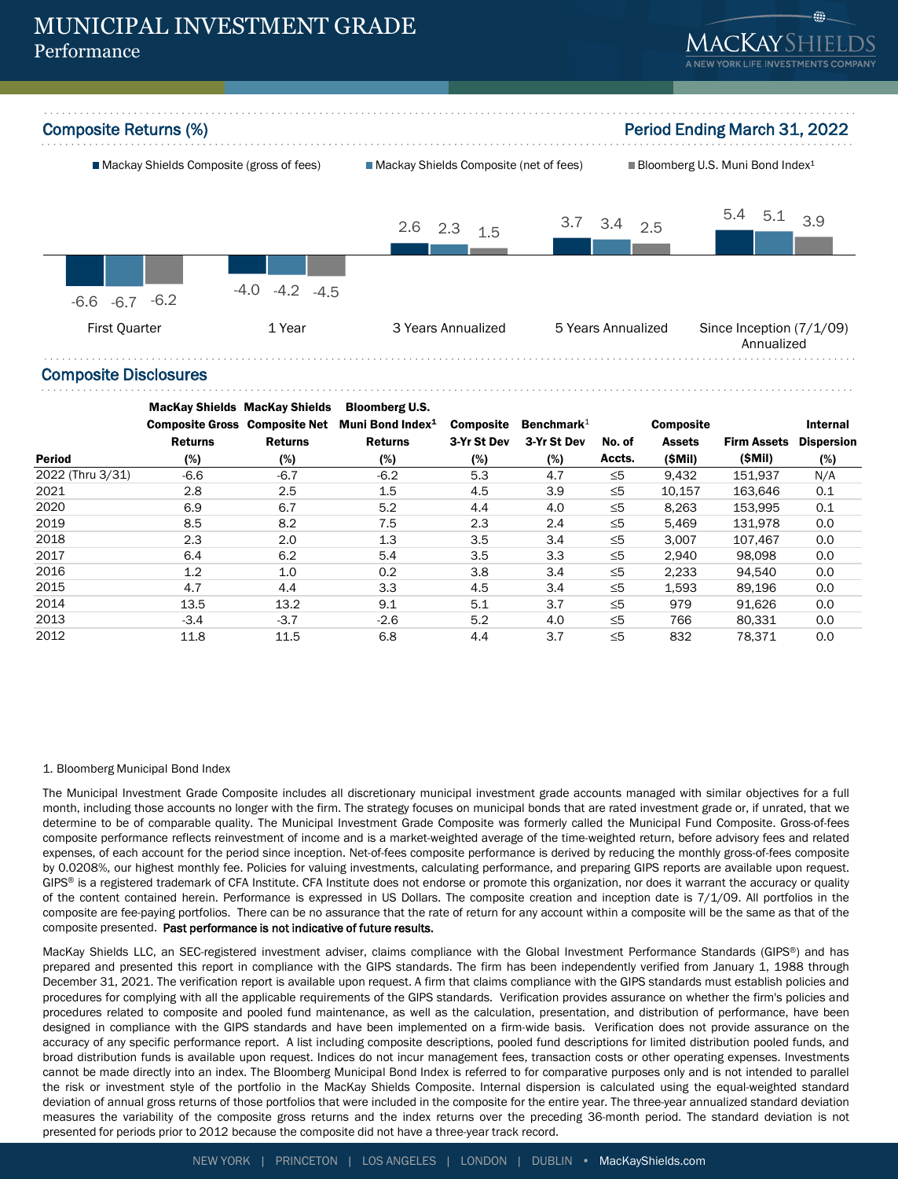# MUNICIPAL INVESTMENT GRADE

Performance

## Composite Returns (%)

**Period Ending March 31, 2022**

| | Mackay Shields Composite (gross of fees) | Mackay Shields Composite (net of fees) | Bloomberg U.S. Muni Bond Index[1] |
|---|---|---|---|
| First Quarter | -6.6 | -6.7 | -6.2 |
| 1 Year | -4.0 | -4.2 | -4.5 |
| 3 Years Annualized | 2.6 | 2.3 | 1.5 |
| 5 Years Annualized | 3.7 | 3.4 | 2.5 |
| Since Inception (7/1/09) Annualized | 5.4 | 5.1 | 3.9 |

## Composite Disclosures

| Period | MacKay Shields Composite Gross Returns (%) | MacKay Shields Composite Net Returns (%) | Bloomberg U.S. Muni Bond Index[1] Returns (%) | Composite 3-Yr St Dev (%) | Benchmark[1] 3-Yr St Dev (%) | No. of Accts. | Composite Assets ($Mil) | Firm Assets ($Mil) | Internal Dispersion (%) |
|---|---|---|---|---|---|---|---|---|---|
| 2022 (Thru 3/31) | -6.6 | -6.7 | -6.2 | 5.3 | 4.7 | ≤5 | 9,432 | 151,937 | N/A |
| 2021 | 2.8 | 2.5 | 1.5 | 4.5 | 3.9 | ≤5 | 10,157 | 163,646 | 0.1 |
| 2020 | 6.9 | 6.7 | 5.2 | 4.4 | 4.0 | ≤5 | 8,263 | 153,995 | 0.1 |
| 2019 | 8.5 | 8.2 | 7.5 | 2.3 | 2.4 | ≤5 | 5,469 | 131,978 | 0.0 |
| 2018 | 2.3 | 2.0 | 1.3 | 3.5 | 3.4 | ≤5 | 3,007 | 107,467 | 0.0 |
| 2017 | 6.4 | 6.2 | 5.4 | 3.5 | 3.3 | ≤5 | 2,940 | 98,098 | 0.0 |
| 2016 | 1.2 | 1.0 | 0.2 | 3.8 | 3.4 | ≤5 | 2,233 | 94,540 | 0.0 |
| 2015 | 4.7 | 4.4 | 3.3 | 4.5 | 3.4 | ≤5 | 1,593 | 89,196 | 0.0 |
| 2014 | 13.5 | 13.2 | 9.1 | 5.1 | 3.7 | ≤5 | 979 | 91,626 | 0.0 |
| 2013 | -3.4 | -3.7 | -2.6 | 5.2 | 4.0 | ≤5 | 766 | 80,331 | 0.0 |
| 2012 | 11.8 | 11.5 | 6.8 | 4.4 | 3.7 | ≤5 | 832 | 78,371 | 0.0 |

1. Bloomberg Municipal Bond Index

The Municipal Investment Grade Composite includes all discretionary municipal investment grade accounts managed with similar objectives for a full month, including those accounts no longer with the firm. The strategy focuses on municipal bonds that are rated investment grade or, if unrated, that we determine to be of comparable quality. The Municipal Investment Grade Composite was formerly called the Municipal Fund Composite. Gross-of-fees composite performance reflects reinvestment of income and is a market-weighted average of the time-weighted return, before advisory fees and related expenses, of each account for the period since inception. Net-of-fees composite performance is derived by reducing the monthly gross-of-fees composite by 0.0208%, our highest monthly fee. Policies for valuing investments, calculating performance, and preparing GIPS reports are available upon request. GIPS® is a registered trademark of CFA Institute. CFA Institute does not endorse or promote this organization, nor does it warrant the accuracy or quality of the content contained herein. Performance is expressed in US Dollars. The composite creation and inception date is 7/1/09. All portfolios in the composite are fee-paying portfolios. There can be no assurance that the rate of return for any account within a composite will be the same as that of the composite presented. **Past performance is not indicative of future results.**

MacKay Shields LLC, an SEC-registered investment adviser, claims compliance with the Global Investment Performance Standards (GIPS®) and has prepared and presented this report in compliance with the GIPS standards. The firm has been independently verified from January 1, 1988 through December 31, 2021. The verification report is available upon request. A firm that claims compliance with the GIPS standards must establish policies and procedures for complying with all the applicable requirements of the GIPS standards. Verification provides assurance on whether the firm's policies and procedures related to composite and pooled fund maintenance, as well as the calculation, presentation, and distribution of performance, have been designed in compliance with the GIPS standards and have been implemented on a firm-wide basis. Verification does not provide assurance on the accuracy of any specific performance report. A list including composite descriptions, pooled fund descriptions for limited distribution pooled funds, and broad distribution funds is available upon request. Indices do not incur management fees, transaction costs or other operating expenses. Investments cannot be made directly into an index. The Bloomberg Municipal Bond Index is referred to for comparative purposes only and is not intended to parallel the risk or investment style of the portfolio in the MacKay Shields Composite. Internal dispersion is calculated using the equal-weighted standard deviation of annual gross returns of those portfolios that were included in the composite for the entire year. The three-year annualized standard deviation measures the variability of the composite gross returns and the index returns over the preceding 36-month period. The standard deviation is not presented for periods prior to 2012 because the composite did not have a three-year track record.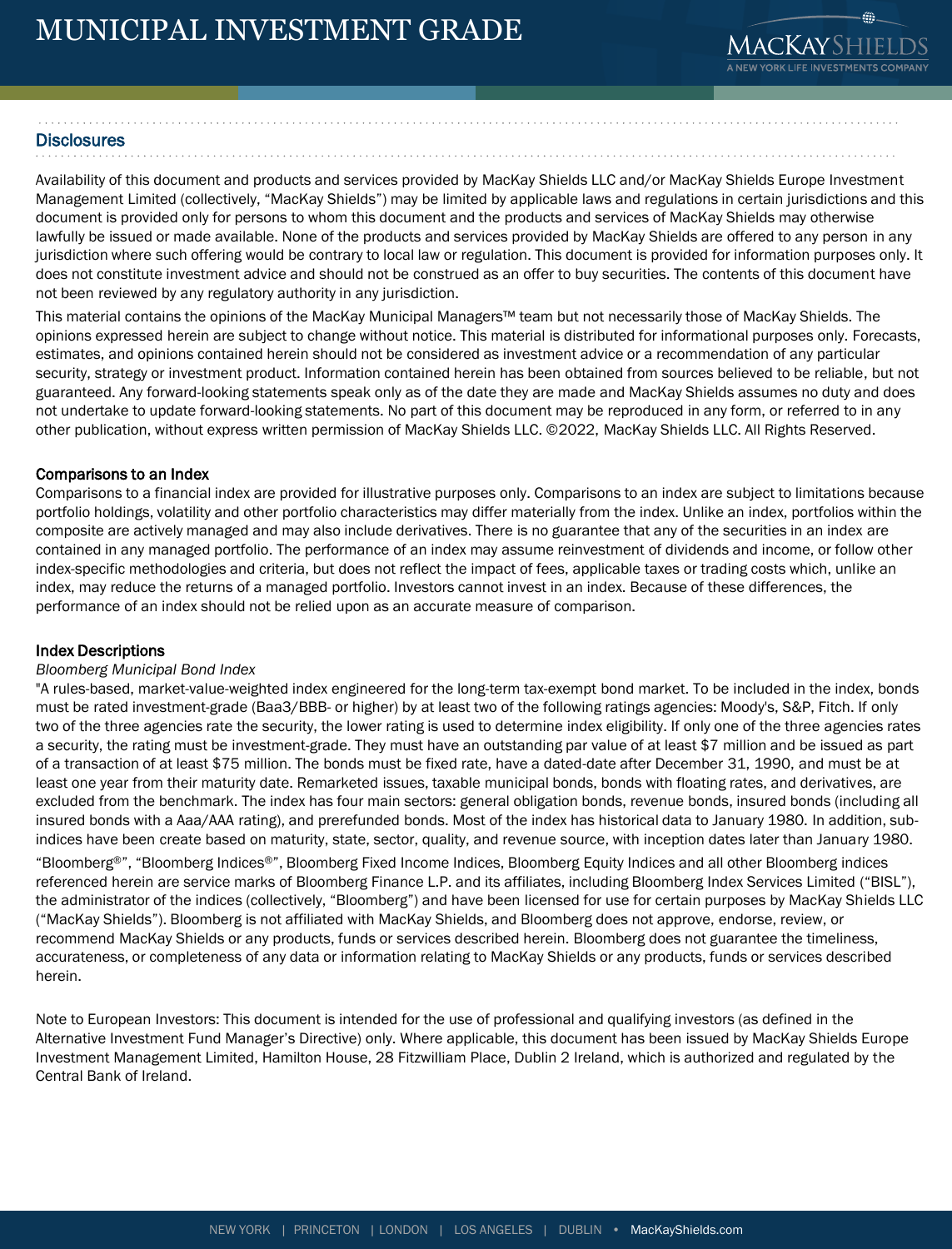## Disclosures

Availability of this document and products and services provided by MacKay Shields LLC and/or MacKay Shields Europe Investment Management Limited (collectively, "MacKay Shields") may be limited by applicable laws and regulations in certain jurisdictions and this document is provided only for persons to whom this document and the products and services of MacKay Shields may otherwise lawfully be issued or made available. None of the products and services provided by MacKay Shields are offered to any person in any jurisdiction where such offering would be contrary to local law or regulation. This document is provided for information purposes only. It does not constitute investment advice and should not be construed as an offer to buy securities. The contents of this document have not been reviewed by any regulatory authority in any jurisdiction.

This material contains the opinions of the MacKay Municipal Managers™ team but not necessarily those of MacKay Shields. The opinions expressed herein are subject to change without notice. This material is distributed for informational purposes only. Forecasts, estimates, and opinions contained herein should not be considered as investment advice or a recommendation of any particular security, strategy or investment product. Information contained herein has been obtained from sources believed to be reliable, but not guaranteed. Any forward-looking statements speak only as of the date they are made and MacKay Shields assumes no duty and does not undertake to update forward-looking statements. No part of this document may be reproduced in any form, or referred to in any other publication, without express written permission of MacKay Shields LLC. ©2022, MacKay Shields LLC. All Rights Reserved.

**Comparisons to an Index**

Comparisons to a financial index are provided for illustrative purposes only. Comparisons to an index are subject to limitations because portfolio holdings, volatility and other portfolio characteristics may differ materially from the index. Unlike an index, portfolios within the composite are actively managed and may also include derivatives. There is no guarantee that any of the securities in an index are contained in any managed portfolio. The performance of an index may assume reinvestment of dividends and income, or follow other index-specific methodologies and criteria, but does not reflect the impact of fees, applicable taxes or trading costs which, unlike an index, may reduce the returns of a managed portfolio. Investors cannot invest in an index. Because of these differences, the performance of an index should not be relied upon as an accurate measure of comparison.

**Index Descriptions**

*Bloomberg Municipal Bond Index*

"A rules-based, market-value-weighted index engineered for the long-term tax-exempt bond market. To be included in the index, bonds must be rated investment-grade (Baa3/BBB- or higher) by at least two of the following ratings agencies: Moody's, S&P, Fitch. If only two of the three agencies rate the security, the lower rating is used to determine index eligibility. If only one of the three agencies rates a security, the rating must be investment-grade. They must have an outstanding par value of at least $7 million and be issued as part of a transaction of at least $75 million. The bonds must be fixed rate, have a dated-date after December 31, 1990, and must be at least one year from their maturity date. Remarketed issues, taxable municipal bonds, bonds with floating rates, and derivatives, are excluded from the benchmark. The index has four main sectors: general obligation bonds, revenue bonds, insured bonds (including all insured bonds with a Aaa/AAA rating), and prerefunded bonds. Most of the index has historical data to January 1980. In addition, sub-indices have been create based on maturity, state, sector, quality, and revenue source, with inception dates later than January 1980.

"Bloomberg®", "Bloomberg Indices®", Bloomberg Fixed Income Indices, Bloomberg Equity Indices and all other Bloomberg indices referenced herein are service marks of Bloomberg Finance L.P. and its affiliates, including Bloomberg Index Services Limited ("BISL"), the administrator of the indices (collectively, "Bloomberg") and have been licensed for use for certain purposes by MacKay Shields LLC ("MacKay Shields"). Bloomberg is not affiliated with MacKay Shields, and Bloomberg does not approve, endorse, review, or recommend MacKay Shields or any products, funds or services described herein. Bloomberg does not guarantee the timeliness, accurateness, or completeness of any data or information relating to MacKay Shields or any products, funds or services described herein.

Note to European Investors: This document is intended for the use of professional and qualifying investors (as defined in the Alternative Investment Fund Manager's Directive) only. Where applicable, this document has been issued by MacKay Shields Europe Investment Management Limited, Hamilton House, 28 Fitzwilliam Place, Dublin 2 Ireland, which is authorized and regulated by the Central Bank of Ireland.